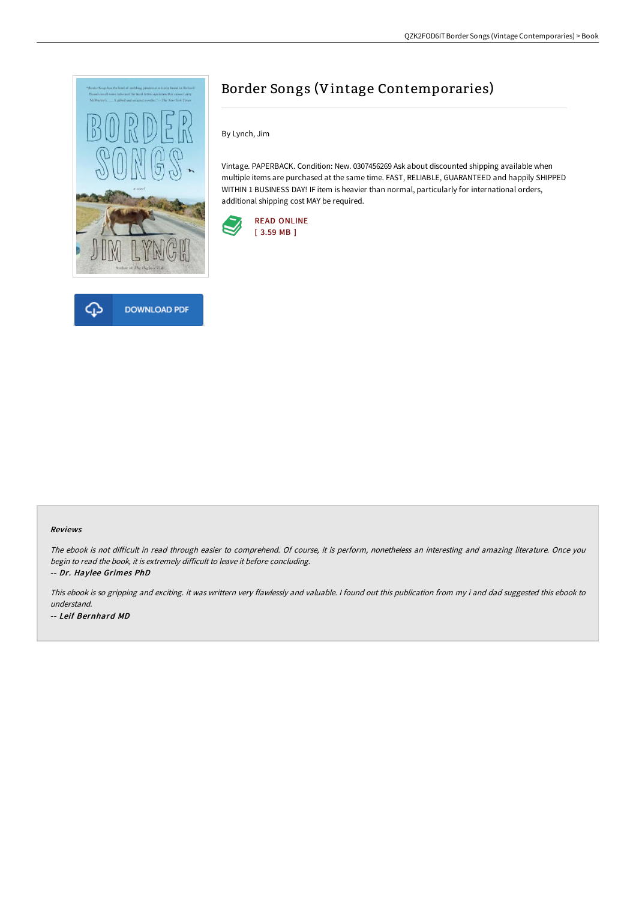# Border Songs (Vintage Contemporaries)

By Lynch, Jim

Vintage. PAPERBACK. Condition: New. 0307456269 Ask about discounted shipping available when multiple items are purchased at the same time. FAST, RELIABLE, GUARANTEED and happily SHIPPED WITHIN 1 BUSINESS DAY! IF item is heavier than normal, particularly for international orders, additional shipping cost MAY be required.

READ ONLINE
[ 3.59 MB ]

DOWNLOAD PDF

## Reviews

*The ebook is not difficult in read through easier to comprehend. Of course, it is perform, nonetheless an interesting and amazing literature. Once you begin to read the book, it is extremely difficult to leave it before concluding.*

*-- Dr. Haylee Grimes PhD*

*This ebook is so gripping and exciting. it was writtern very flawlessly and valuable. I found out this publication from my i and dad suggested this ebook to understand.*

*-- Leif Bernhard MD*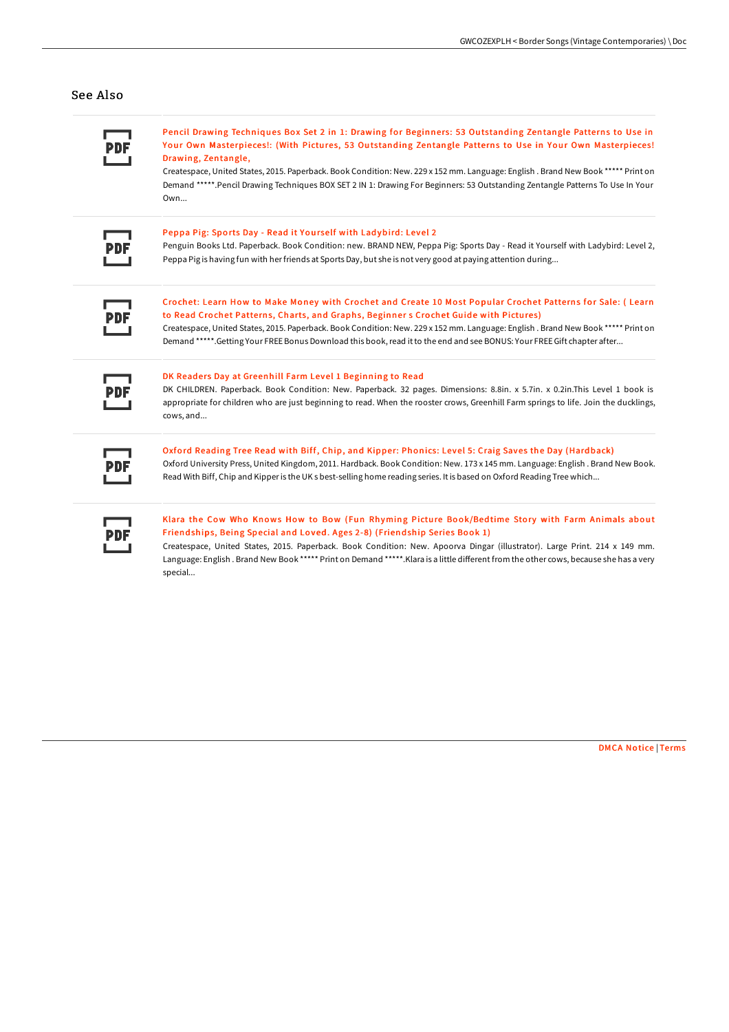## See Also

**Pencil Drawing Techniques Box Set 2 in 1: Drawing for Beginners: 53 Outstanding Zentangle Patterns to Use in Your Own Masterpieces!: (With Pictures, 53 Outstanding Zentangle Patterns to Use in Your Own Masterpieces! Drawing, Zentangle,**

Createspace, United States, 2015. Paperback. Book Condition: New. 229 x 152 mm. Language: English . Brand New Book ***** Print on Demand *****.Pencil Drawing Techniques BOX SET 2 IN 1: Drawing For Beginners: 53 Outstanding Zentangle Patterns To Use In Your Own...

**Peppa Pig: Sports Day - Read it Yourself with Ladybird: Level 2**

Penguin Books Ltd. Paperback. Book Condition: new. BRAND NEW, Peppa Pig: Sports Day - Read it Yourself with Ladybird: Level 2, Peppa Pig is having fun with her friends at Sports Day, but she is not very good at paying attention during...

**Crochet: Learn How to Make Money with Crochet and Create 10 Most Popular Crochet Patterns for Sale: ( Learn to Read Crochet Patterns, Charts, and Graphs, Beginner s Crochet Guide with Pictures)**

Createspace, United States, 2015. Paperback. Book Condition: New. 229 x 152 mm. Language: English . Brand New Book ***** Print on Demand *****.Getting Your FREE Bonus Download this book, read it to the end and see BONUS: Your FREE Gift chapter after...

**DK Readers Day at Greenhill Farm Level 1 Beginning to Read**

DK CHILDREN. Paperback. Book Condition: New. Paperback. 32 pages. Dimensions: 8.8in. x 5.7in. x 0.2in.This Level 1 book is appropriate for children who are just beginning to read. When the rooster crows, Greenhill Farm springs to life. Join the ducklings, cows, and...

**Oxford Reading Tree Read with Biff, Chip, and Kipper: Phonics: Level 5: Craig Saves the Day (Hardback)**

Oxford University Press, United Kingdom, 2011. Hardback. Book Condition: New. 173 x 145 mm. Language: English . Brand New Book. Read With Biff, Chip and Kipper is the UK s best-selling home reading series. It is based on Oxford Reading Tree which...

**Klara the Cow Who Knows How to Bow (Fun Rhyming Picture Book/Bedtime Story with Farm Animals about Friendships, Being Special and Loved. Ages 2-8) (Friendship Series Book 1)**

Createspace, United States, 2015. Paperback. Book Condition: New. Apoorva Dingar (illustrator). Large Print. 214 x 149 mm. Language: English . Brand New Book ***** Print on Demand *****.Klara is a little different from the other cows, because she has a very special...

DMCA Notice | Terms